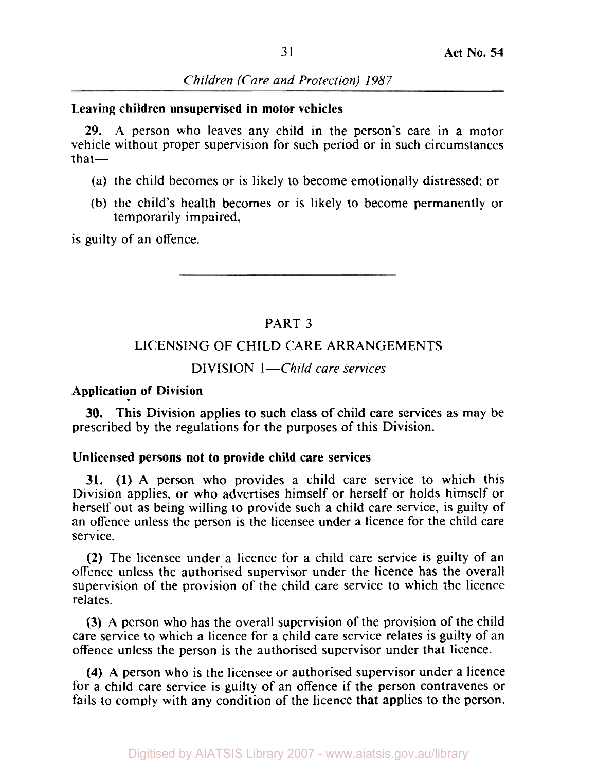**Leaving children unsupervised in motor vehicles**

**29.** A person who leaves any child in the person's care in a motor vehicle without proper supervision for such period or in such circumstances that—

(a) the child becomes or is likely to become emotionally distressed; or

(b) the child's health becomes or is likely to become permanently or temporarily impaired,

is guilty of an offence.

## PART 3

## LICENSING OF CHILD CARE ARRANGEMENTS

### DIVISION 1—*Child care services*

**Application of Division**

**30.** This Division applies to such class of child care services as may be prescribed by the regulations for the purposes of this Division.

**Unlicensed persons not to provide child care services**

**31. (1)** A person who provides a child care service to which this Division applies, or who advertises himself or herself or holds himself or herself out as being willing to provide such a child care service, is guilty of an offence unless the person is the licensee under a licence for the child care service.

**(2)** The licensee under a licence for a child care service is guilty of an offence unless the authorised supervisor under the licence has the overall supervision of the provision of the child care service to which the licence relates.

**(3)** A person who has the overall supervision of the provision of the child care service to which a licence for a child care service relates is guilty of an offence unless the person is the authorised supervisor under that licence.

**(4)** A person who is the licensee or authorised supervisor under a licence for a child care service is guilty of an offence if the person contravenes or fails to comply with any condition of the licence that applies to the person.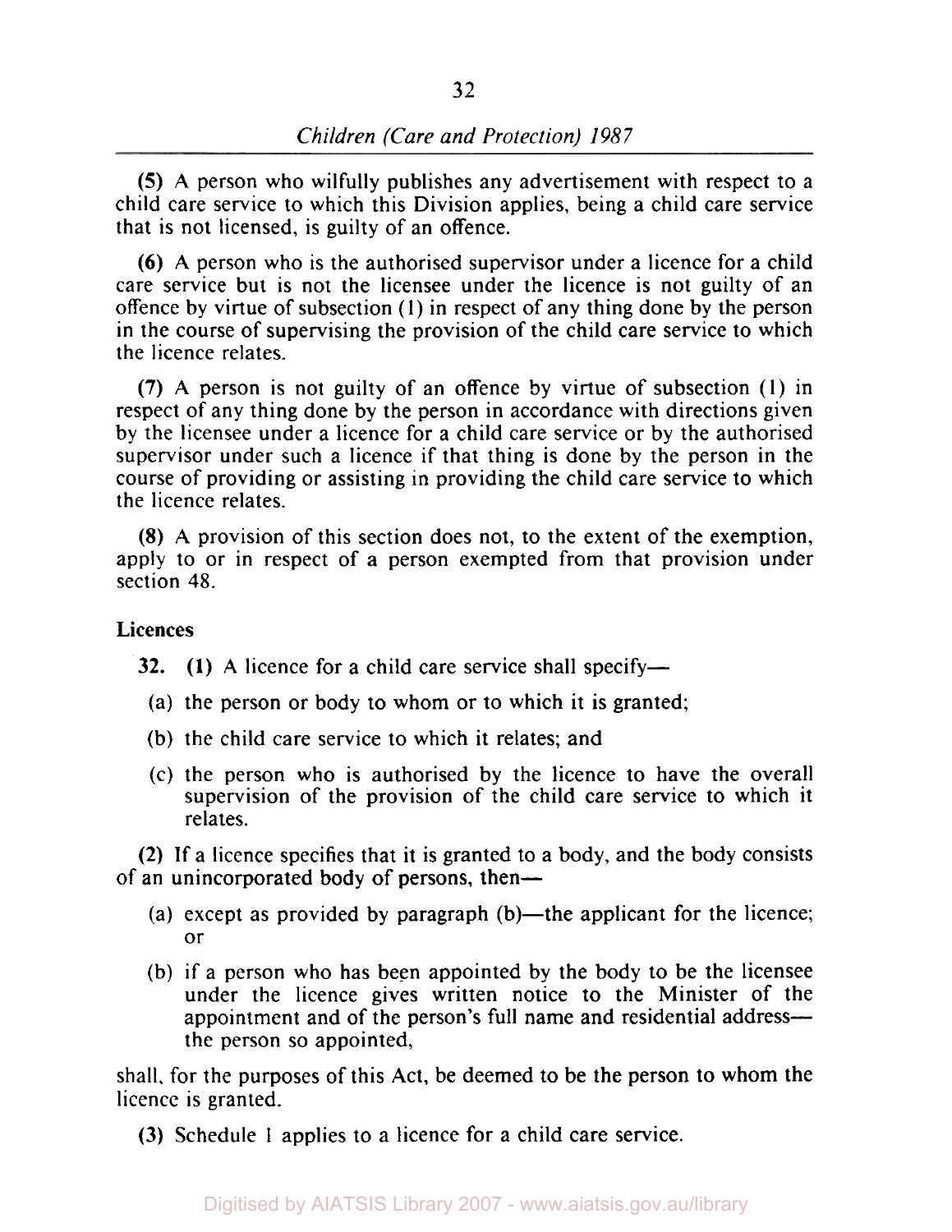**(5)** A person who wilfully publishes any advertisement with respect to a child care service to which this Division applies, being a child care service that is not licensed, is guilty of an offence.

**(6)** A person who is the authorised supervisor under a licence for a child care service but is not the licensee under the licence is not guilty of an offence by virtue of subsection (1) in respect of any thing done by the person in the course of supervising the provision of the child care service to which the licence relates.

**(7)** A person is not guilty of an offence by virtue of subsection (1) in respect of any thing done by the person in accordance with directions given by the licensee under a licence for a child care service or by the authorised supervisor under such a licence if that thing is done by the person in the course of providing or assisting in providing the child care service to which the licence relates.

**(8)** A provision of this section does not, to the extent of the exemption, apply to or in respect of a person exempted from that provision under section 48.

**Licences**

**32.** **(1)** A licence for a child care service shall specify—

(a) the person or body to whom or to which it is granted;

(b) the child care service to which it relates; and

(c) the person who is authorised by the licence to have the overall supervision of the provision of the child care service to which it relates.

**(2)** If a licence specifies that it is granted to a body, and the body consists of an unincorporated body of persons, then—

(a) except as provided by paragraph (b)—the applicant for the licence; or

(b) if a person who has been appointed by the body to be the licensee under the licence gives written notice to the Minister of the appointment and of the person's full name and residential address—the person so appointed,

shall, for the purposes of this Act, be deemed to be the person to whom the licence is granted.

**(3)** Schedule 1 applies to a licence for a child care service.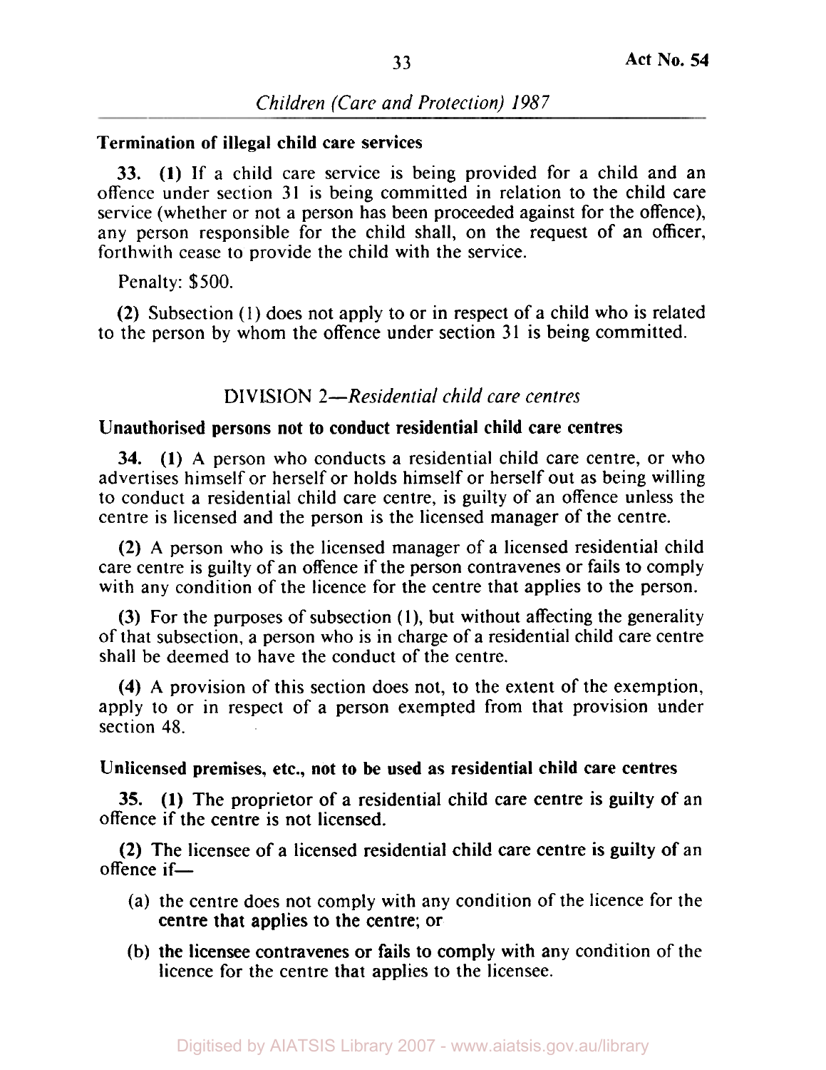**Termination of illegal child care services**

**33. (1)** If a child care service is being provided for a child and an offence under section 31 is being committed in relation to the child care service (whether or not a person has been proceeded against for the offence), any person responsible for the child shall, on the request of an officer, forthwith cease to provide the child with the service.

Penalty: $500.

**(2)** Subsection (1) does not apply to or in respect of a child who is related to the person by whom the offence under section 31 is being committed.

## DIVISION 2—*Residential child care centres*

**Unauthorised persons not to conduct residential child care centres**

**34. (1)** A person who conducts a residential child care centre, or who advertises himself or herself or holds himself or herself out as being willing to conduct a residential child care centre, is guilty of an offence unless the centre is licensed and the person is the licensed manager of the centre.

**(2)** A person who is the licensed manager of a licensed residential child care centre is guilty of an offence if the person contravenes or fails to comply with any condition of the licence for the centre that applies to the person.

**(3)** For the purposes of subsection (1), but without affecting the generality of that subsection, a person who is in charge of a residential child care centre shall be deemed to have the conduct of the centre.

**(4)** A provision of this section does not, to the extent of the exemption, apply to or in respect of a person exempted from that provision under section 48.

**Unlicensed premises, etc., not to be used as residential child care centres**

**35. (1)** The proprietor of a residential child care centre is guilty of an offence if the centre is not licensed.

**(2)** The licensee of a licensed residential child care centre is guilty of an offence if—

(a) the centre does not comply with any condition of the licence for the centre that applies to the centre; or

(b) the licensee contravenes or fails to comply with any condition of the licence for the centre that applies to the licensee.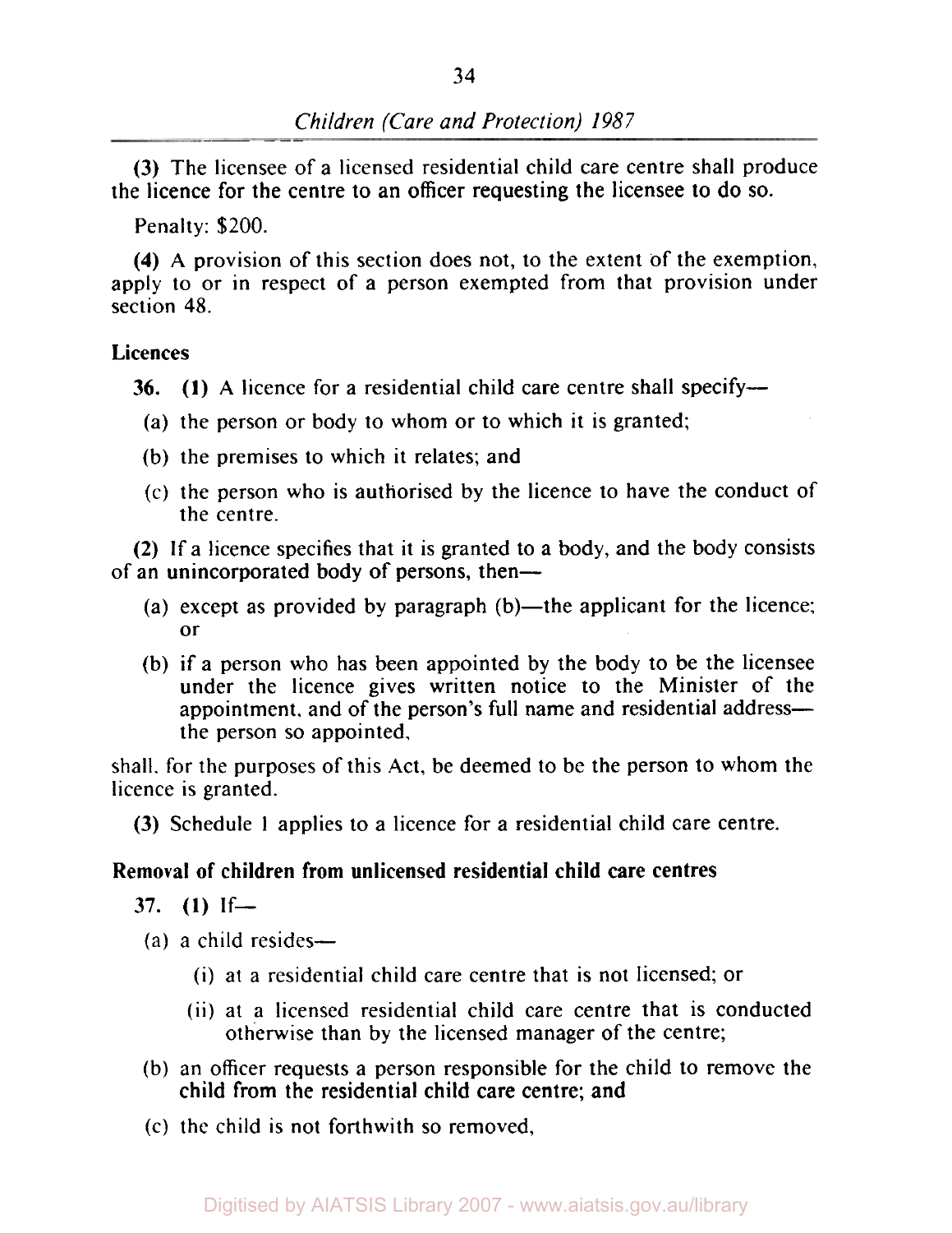(3) The licensee of a licensed residential child care centre shall produce the licence for the centre to an officer requesting the licensee to do so.

Penalty: $200.

(4) A provision of this section does not, to the extent of the exemption, apply to or in respect of a person exempted from that provision under section 48.

**Licences**

**36.** (1) A licence for a residential child care centre shall specify—

(a) the person or body to whom or to which it is granted;

(b) the premises to which it relates; and

(c) the person who is authorised by the licence to have the conduct of the centre.

(2) If a licence specifies that it is granted to a body, and the body consists of an unincorporated body of persons, then—

(a) except as provided by paragraph (b)—the applicant for the licence; or

(b) if a person who has been appointed by the body to be the licensee under the licence gives written notice to the Minister of the appointment, and of the person's full name and residential address—the person so appointed,

shall, for the purposes of this Act, be deemed to be the person to whom the licence is granted.

(3) Schedule 1 applies to a licence for a residential child care centre.

**Removal of children from unlicensed residential child care centres**

**37.** (1) If—

(a) a child resides—

(i) at a residential child care centre that is not licensed; or

(ii) at a licensed residential child care centre that is conducted otherwise than by the licensed manager of the centre;

(b) an officer requests a person responsible for the child to remove the child from the residential child care centre; and

(c) the child is not forthwith so removed,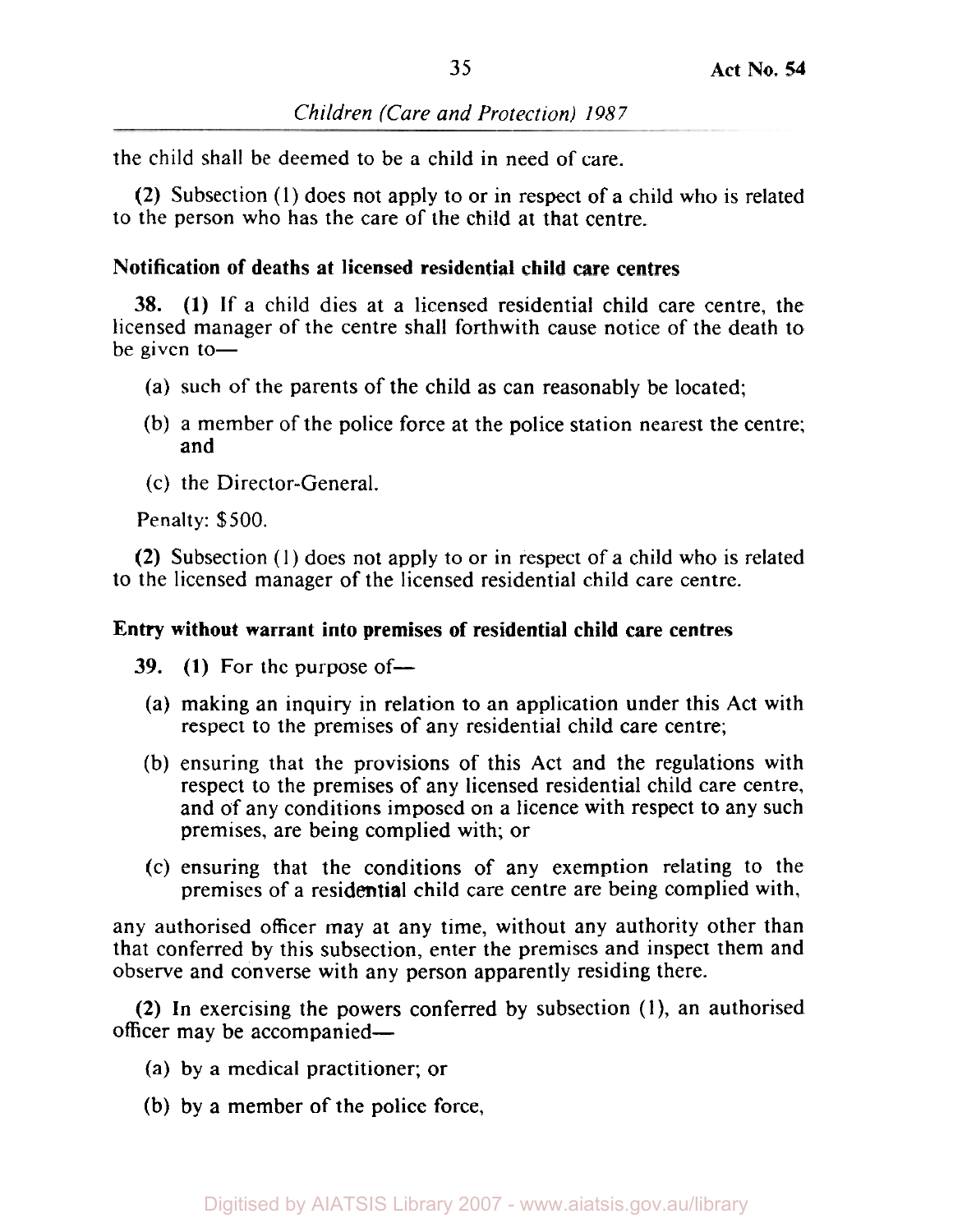the child shall be deemed to be a child in need of care.

**(2)** Subsection (1) does not apply to or in respect of a child who is related to the person who has the care of the child at that centre.

**Notification of deaths at licensed residential child care centres**

**38. (1)** If a child dies at a licensed residential child care centre, the licensed manager of the centre shall forthwith cause notice of the death to be given to—

(a) such of the parents of the child as can reasonably be located;

(b) a member of the police force at the police station nearest the centre; and

(c) the Director-General.

Penalty: $500.

**(2)** Subsection (1) does not apply to or in respect of a child who is related to the licensed manager of the licensed residential child care centre.

**Entry without warrant into premises of residential child care centres**

**39. (1)** For the purpose of—

(a) making an inquiry in relation to an application under this Act with respect to the premises of any residential child care centre;

(b) ensuring that the provisions of this Act and the regulations with respect to the premises of any licensed residential child care centre, and of any conditions imposed on a licence with respect to any such premises, are being complied with; or

(c) ensuring that the conditions of any exemption relating to the premises of a residential child care centre are being complied with,

any authorised officer may at any time, without any authority other than that conferred by this subsection, enter the premises and inspect them and observe and converse with any person apparently residing there.

**(2)** In exercising the powers conferred by subsection (1), an authorised officer may be accompanied—

(a) by a medical practitioner; or

(b) by a member of the police force,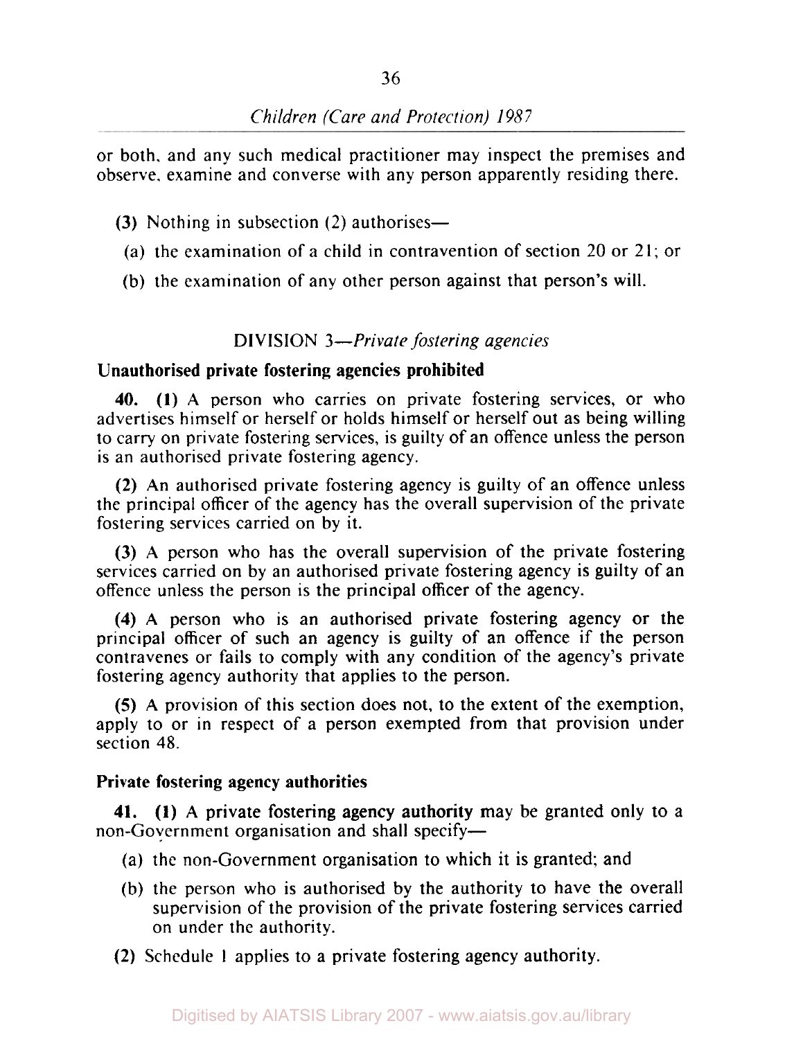or both, and any such medical practitioner may inspect the premises and observe, examine and converse with any person apparently residing there.

(3) Nothing in subsection (2) authorises—

(a) the examination of a child in contravention of section 20 or 21; or

(b) the examination of any other person against that person's will.

## DIVISION 3—*Private fostering agencies*

### Unauthorised private fostering agencies prohibited

**40. (1)** A person who carries on private fostering services, or who advertises himself or herself or holds himself or herself out as being willing to carry on private fostering services, is guilty of an offence unless the person is an authorised private fostering agency.

**(2)** An authorised private fostering agency is guilty of an offence unless the principal officer of the agency has the overall supervision of the private fostering services carried on by it.

**(3)** A person who has the overall supervision of the private fostering services carried on by an authorised private fostering agency is guilty of an offence unless the person is the principal officer of the agency.

**(4)** A person who is an authorised private fostering agency or the principal officer of such an agency is guilty of an offence if the person contravenes or fails to comply with any condition of the agency's private fostering agency authority that applies to the person.

**(5)** A provision of this section does not, to the extent of the exemption, apply to or in respect of a person exempted from that provision under section 48.

### Private fostering agency authorities

**41. (1)** A **private fostering agency authority** may be granted only to a non-Government organisation and shall specify—

(a) the non-Government organisation to which it is granted; and

(b) the person who is authorised by the authority to have the overall supervision of the provision of the private fostering services carried on under the authority.

(2) Schedule 1 applies to a private fostering agency authority.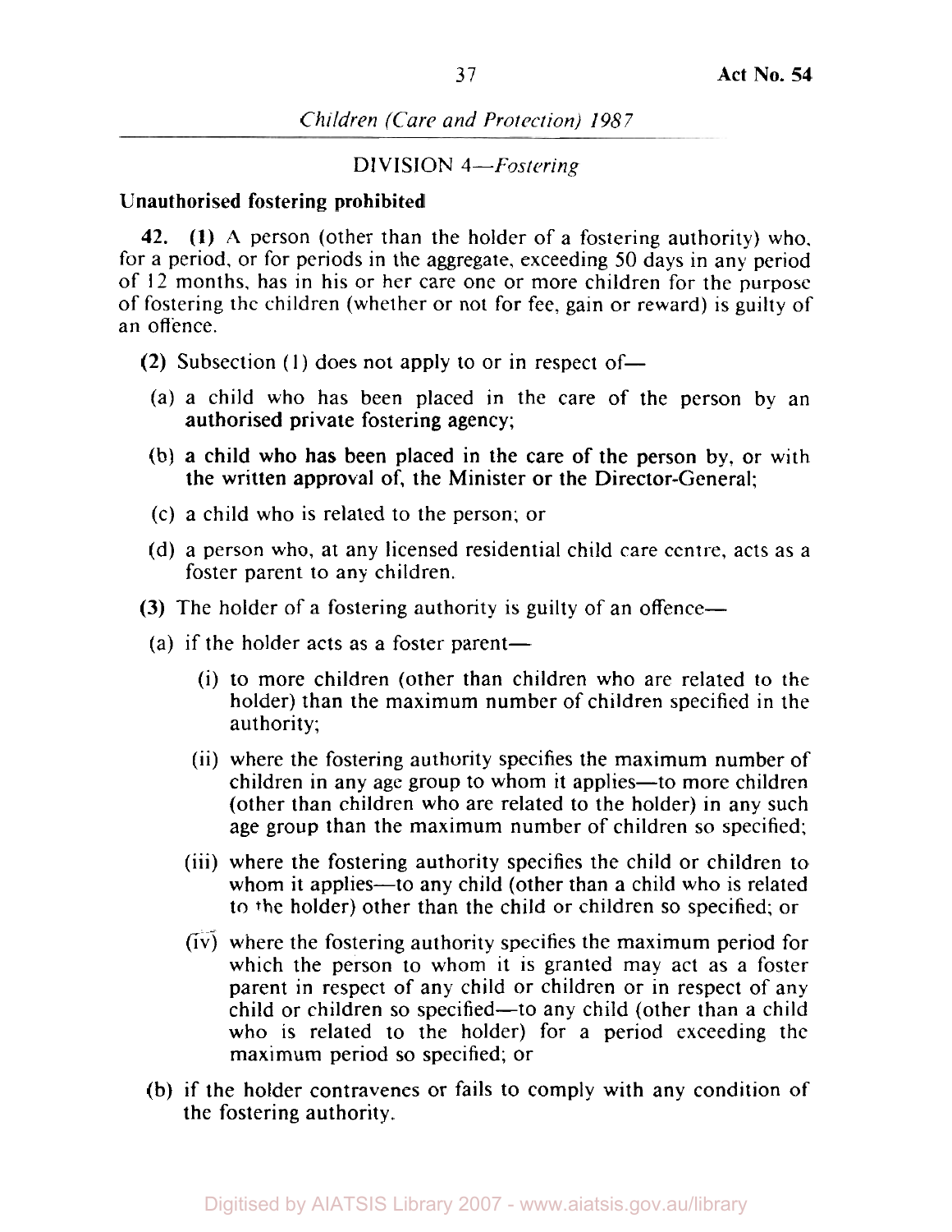## DIVISION 4—*Fostering*

**Unauthorised fostering prohibited**

**42. (1)** A person (other than the holder of a fostering authority) who, for a period, or for periods in the aggregate, exceeding 50 days in any period of 12 months, has in his or her care one or more children for the purpose of fostering the children (whether or not for fee, gain or reward) is guilty of an offence.

**(2)** Subsection (1) does not apply to or in respect of—

(a) a child who has been placed in the care of the person by an authorised private fostering agency;

(b) a child who has been placed in the care of the person by, or with the written approval of, the Minister or the Director-General;

(c) a child who is related to the person; or

(d) a person who, at any licensed residential child care centre, acts as a foster parent to any children.

**(3)** The holder of a fostering authority is guilty of an offence—

(a) if the holder acts as a foster parent—

(i) to more children (other than children who are related to the holder) than the maximum number of children specified in the authority;

(ii) where the fostering authority specifies the maximum number of children in any age group to whom it applies—to more children (other than children who are related to the holder) in any such age group than the maximum number of children so specified;

(iii) where the fostering authority specifies the child or children to whom it applies—to any child (other than a child who is related to the holder) other than the child or children so specified; or

(iv) where the fostering authority specifies the maximum period for which the person to whom it is granted may act as a foster parent in respect of any child or children or in respect of any child or children so specified—to any child (other than a child who is related to the holder) for a period exceeding the maximum period so specified; or

(b) if the holder contravenes or fails to comply with any condition of the fostering authority.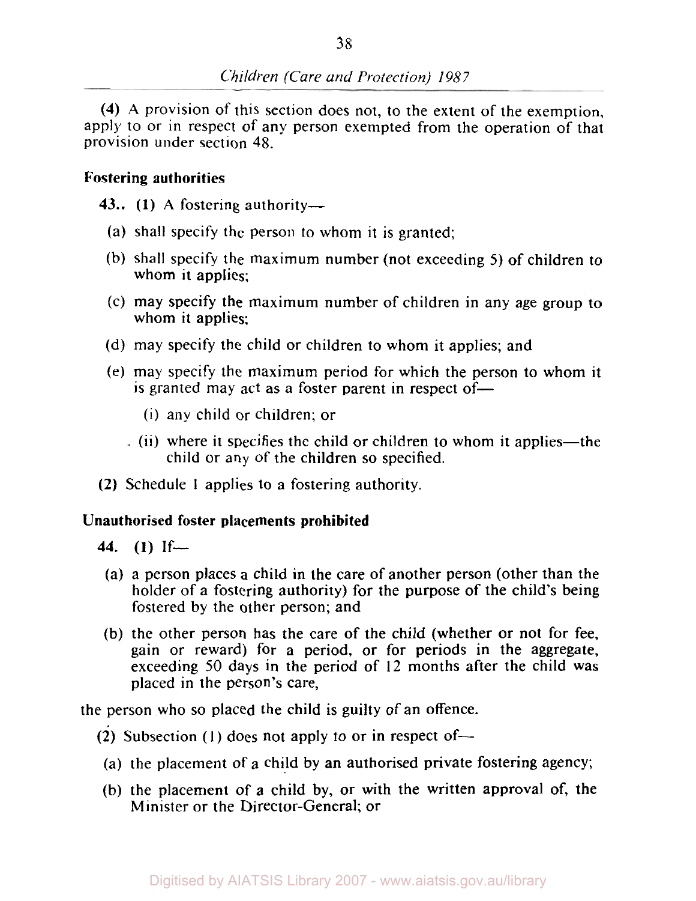(4) A provision of this section does not, to the extent of the exemption, apply to or in respect of any person exempted from the operation of that provision under section 48.

**Fostering authorities**

**43.** (1) A fostering authority—

(a) shall specify the person to whom it is granted;

(b) shall specify the maximum number (not exceeding 5) of children to whom it applies;

(c) may specify the maximum number of children in any age group to whom it applies;

(d) may specify the child or children to whom it applies; and

(e) may specify the maximum period for which the person to whom it is granted may act as a foster parent in respect of—

(i) any child or children; or

(ii) where it specifies the child or children to whom it applies—the child or any of the children so specified.

(2) Schedule 1 applies to a fostering authority.

**Unauthorised foster placements prohibited**

**44.** (1) If—

(a) a person places a child in the care of another person (other than the holder of a fostering authority) for the purpose of the child's being fostered by the other person; and

(b) the other person has the care of the child (whether or not for fee, gain or reward) for a period, or for periods in the aggregate, exceeding 50 days in the period of 12 months after the child was placed in the person's care,

the person who so placed the child is guilty of an offence.

(2) Subsection (1) does not apply to or in respect of—

(a) the placement of a child by an authorised private fostering agency;

(b) the placement of a child by, or with the written approval of, the Minister or the Director-General; or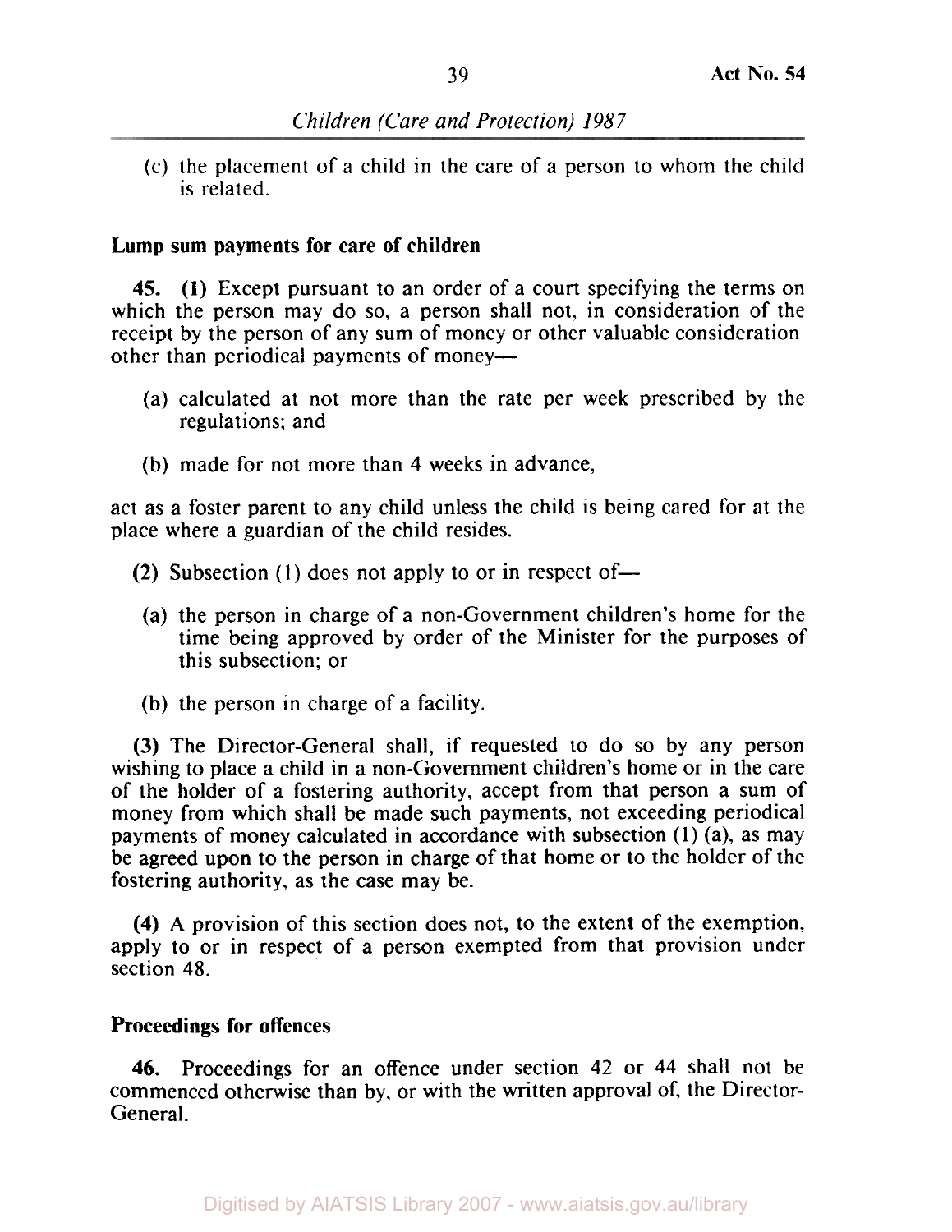(c) the placement of a child in the care of a person to whom the child is related.

**Lump sum payments for care of children**

**45.** **(1)** Except pursuant to an order of a court specifying the terms on which the person may do so, a person shall not, in consideration of the receipt by the person of any sum of money or other valuable consideration other than periodical payments of money—

(a) calculated at not more than the rate per week prescribed by the regulations; and

(b) made for not more than 4 weeks in advance,

act as a foster parent to any child unless the child is being cared for at the place where a guardian of the child resides.

**(2)** Subsection (1) does not apply to or in respect of—

(a) the person in charge of a non-Government children's home for the time being approved by order of the Minister for the purposes of this subsection; or

(b) the person in charge of a facility.

**(3)** The Director-General shall, if requested to do so by any person wishing to place a child in a non-Government children's home or in the care of the holder of a fostering authority, accept from that person a sum of money from which shall be made such payments, not exceeding periodical payments of money calculated in accordance with subsection (1) (a), as may be agreed upon to the person in charge of that home or to the holder of the fostering authority, as the case may be.

**(4)** A provision of this section does not, to the extent of the exemption, apply to or in respect of a person exempted from that provision under section 48.

**Proceedings for offences**

**46.** Proceedings for an offence under section 42 or 44 shall not be commenced otherwise than by, or with the written approval of, the Director-General.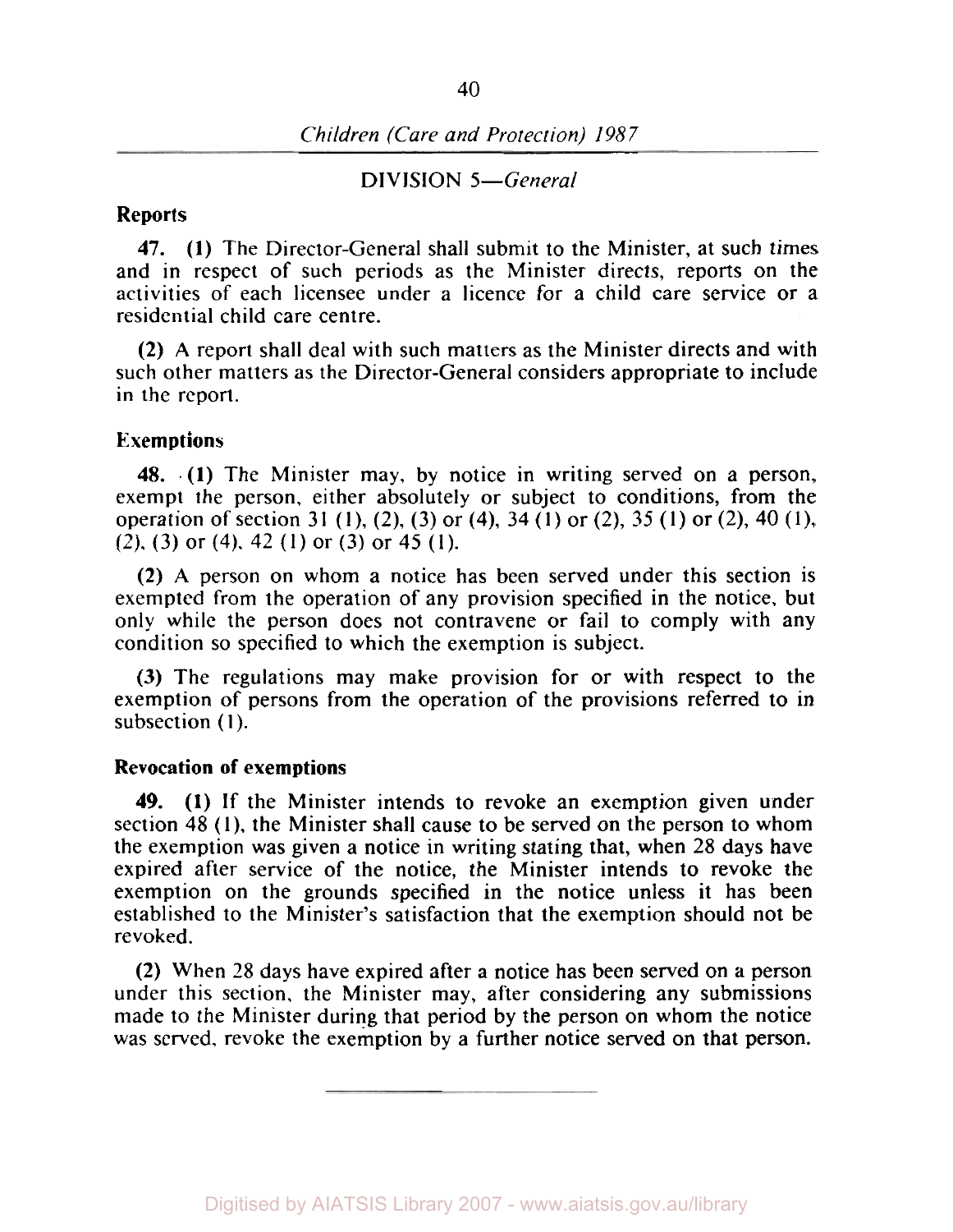## DIVISION 5—*General*

### Reports

**47.** **(1)** The Director-General shall submit to the Minister, at such times and in respect of such periods as the Minister directs, reports on the activities of each licensee under a licence for a child care service or a residential child care centre.

**(2)** A report shall deal with such matters as the Minister directs and with such other matters as the Director-General considers appropriate to include in the report.

### Exemptions

**48.** **(1)** The Minister may, by notice in writing served on a person, exempt the person, either absolutely or subject to conditions, from the operation of section 31 (1), (2), (3) or (4), 34 (1) or (2), 35 (1) or (2), 40 (1), (2), (3) or (4), 42 (1) or (3) or 45 (1).

**(2)** A person on whom a notice has been served under this section is exempted from the operation of any provision specified in the notice, but only while the person does not contravene or fail to comply with any condition so specified to which the exemption is subject.

**(3)** The regulations may make provision for or with respect to the exemption of persons from the operation of the provisions referred to in subsection (1).

### Revocation of exemptions

**49.** **(1)** If the Minister intends to revoke an exemption given under section 48 (1), the Minister shall cause to be served on the person to whom the exemption was given a notice in writing stating that, when 28 days have expired after service of the notice, the Minister intends to revoke the exemption on the grounds specified in the notice unless it has been established to the Minister's satisfaction that the exemption should not be revoked.

**(2)** When 28 days have expired after a notice has been served on a person under this section, the Minister may, after considering any submissions made to the Minister during that period by the person on whom the notice was served, revoke the exemption by a further notice served on that person.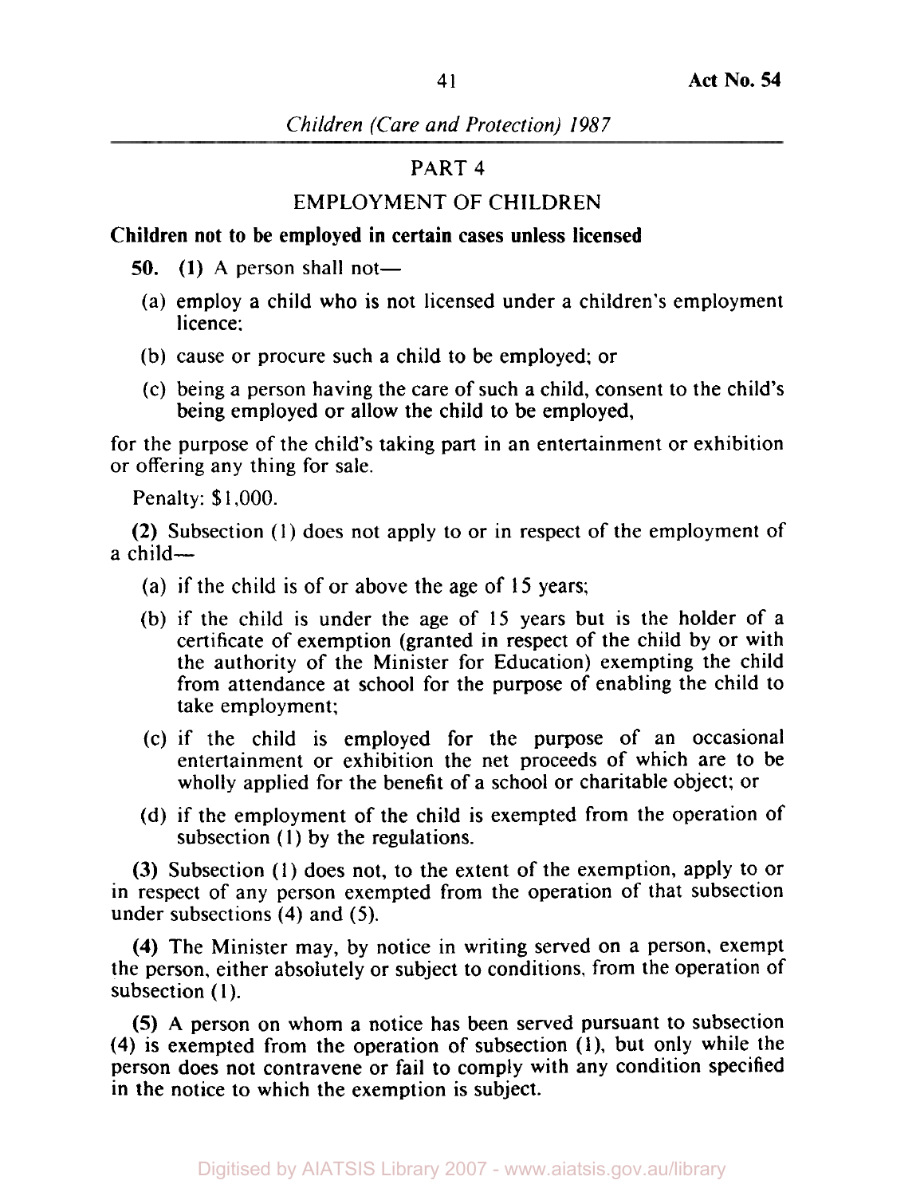## PART 4

## EMPLOYMENT OF CHILDREN

**Children not to be employed in certain cases unless licensed**

**50.** **(1)** A person shall not—

(a) employ a child who is not licensed under a children's employment licence;

(b) cause or procure such a child to be employed; or

(c) being a person having the care of such a child, consent to the child's being employed or allow the child to be employed,

for the purpose of the child's taking part in an entertainment or exhibition or offering any thing for sale.

Penalty: $1,000.

**(2)** Subsection (1) does not apply to or in respect of the employment of a child—

(a) if the child is of or above the age of 15 years;

(b) if the child is under the age of 15 years but is the holder of a certificate of exemption (granted in respect of the child by or with the authority of the Minister for Education) exempting the child from attendance at school for the purpose of enabling the child to take employment;

(c) if the child is employed for the purpose of an occasional entertainment or exhibition the net proceeds of which are to be wholly applied for the benefit of a school or charitable object; or

(d) if the employment of the child is exempted from the operation of subsection (1) by the regulations.

**(3)** Subsection (1) does not, to the extent of the exemption, apply to or in respect of any person exempted from the operation of that subsection under subsections (4) and (5).

**(4)** The Minister may, by notice in writing served on a person, exempt the person, either absolutely or subject to conditions, from the operation of subsection (1).

**(5)** A person on whom a notice has been served pursuant to subsection (4) is exempted from the operation of subsection (1), but only while the person does not contravene or fail to comply with any condition specified in the notice to which the exemption is subject.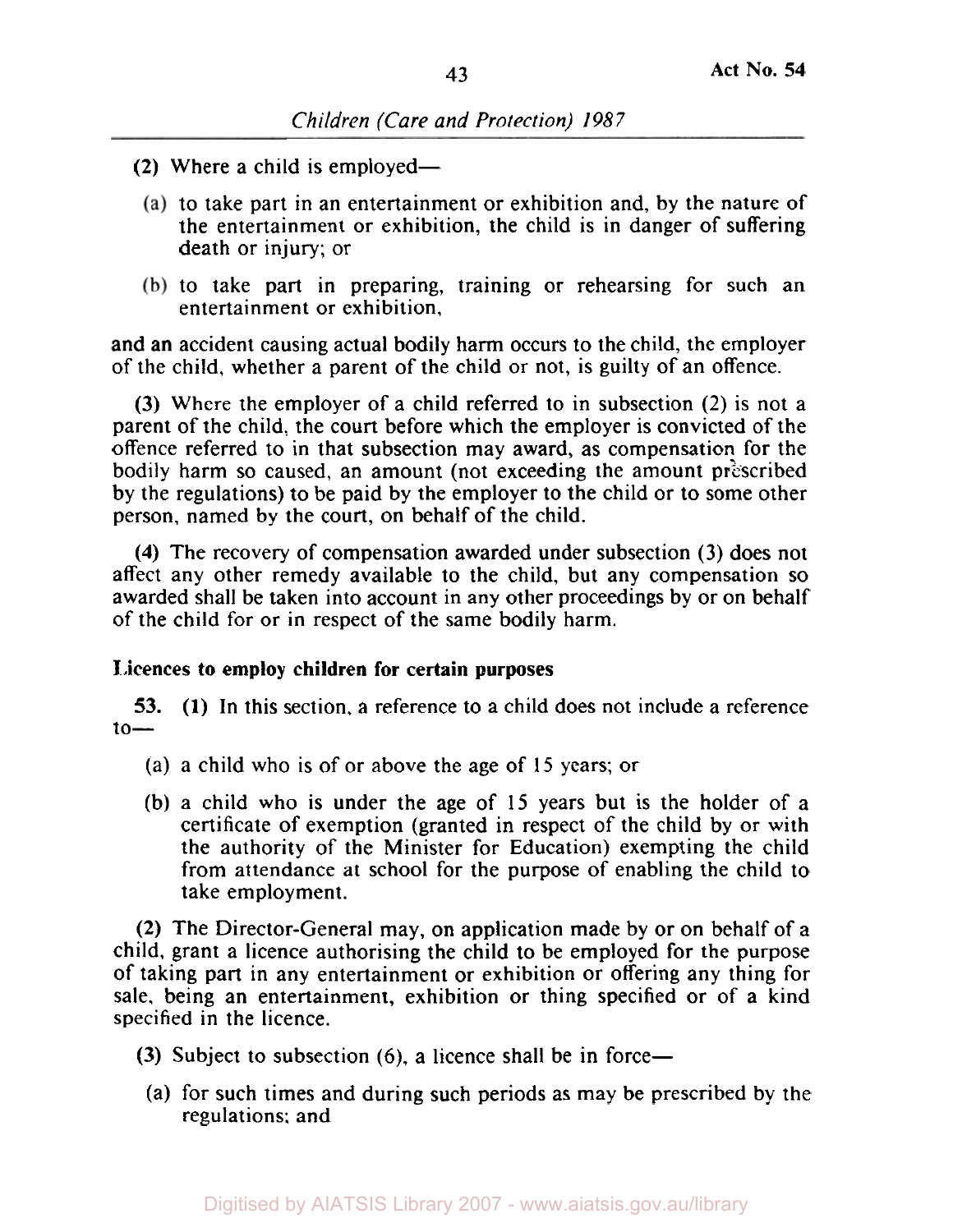(2) Where a child is employed—

(a) to take part in an entertainment or exhibition and, by the nature of the entertainment or exhibition, the child is in danger of suffering death or injury; or

(b) to take part in preparing, training or rehearsing for such an entertainment or exhibition,

and an accident causing actual bodily harm occurs to the child, the employer of the child, whether a parent of the child or not, is guilty of an offence.

(3) Where the employer of a child referred to in subsection (2) is not a parent of the child, the court before which the employer is convicted of the offence referred to in that subsection may award, as compensation for the bodily harm so caused, an amount (not exceeding the amount prescribed by the regulations) to be paid by the employer to the child or to some other person, named by the court, on behalf of the child.

(4) The recovery of compensation awarded under subsection (3) does not affect any other remedy available to the child, but any compensation so awarded shall be taken into account in any other proceedings by or on behalf of the child for or in respect of the same bodily harm.

**Licences to employ children for certain purposes**

**53.** (1) In this section, a reference to a child does not include a reference to—

(a) a child who is of or above the age of 15 years; or

(b) a child who is under the age of 15 years but is the holder of a certificate of exemption (granted in respect of the child by or with the authority of the Minister for Education) exempting the child from attendance at school for the purpose of enabling the child to take employment.

(2) The Director-General may, on application made by or on behalf of a child, grant a licence authorising the child to be employed for the purpose of taking part in any entertainment or exhibition or offering any thing for sale, being an entertainment, exhibition or thing specified or of a kind specified in the licence.

(3) Subject to subsection (6), a licence shall be in force—

(a) for such times and during such periods as may be prescribed by the regulations; and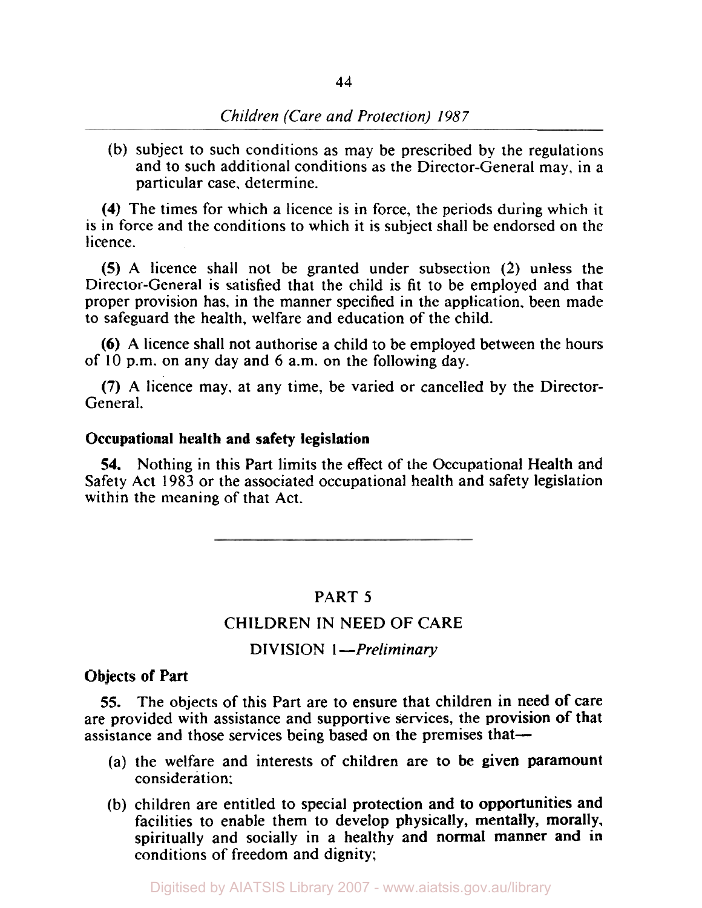(b) subject to such conditions as may be prescribed by the regulations and to such additional conditions as the Director-General may, in a particular case, determine.

**(4)** The times for which a licence is in force, the periods during which it is in force and the conditions to which it is subject shall be endorsed on the licence.

**(5)** A licence shall not be granted under subsection (2) unless the Director-General is satisfied that the child is fit to be employed and that proper provision has, in the manner specified in the application, been made to safeguard the health, welfare and education of the child.

**(6)** A licence shall not authorise a child to be employed between the hours of 10 p.m. on any day and 6 a.m. on the following day.

**(7)** A licence may, at any time, be varied or cancelled by the Director-General.

### Occupational health and safety legislation

**54.** Nothing in this Part limits the effect of the Occupational Health and Safety Act 1983 or the associated occupational health and safety legislation within the meaning of that Act.

---

## PART 5

## CHILDREN IN NEED OF CARE

### DIVISION 1—*Preliminary*

### Objects of Part

**55.** The objects of this Part are to ensure that children in need of care are provided with assistance and supportive services, the provision of that assistance and those services being based on the premises that—

(a) the welfare and interests of children are to be given paramount consideration;

(b) children are entitled to special protection and to opportunities and facilities to enable them to develop physically, mentally, morally, spiritually and socially in a healthy and normal manner and in conditions of freedom and dignity;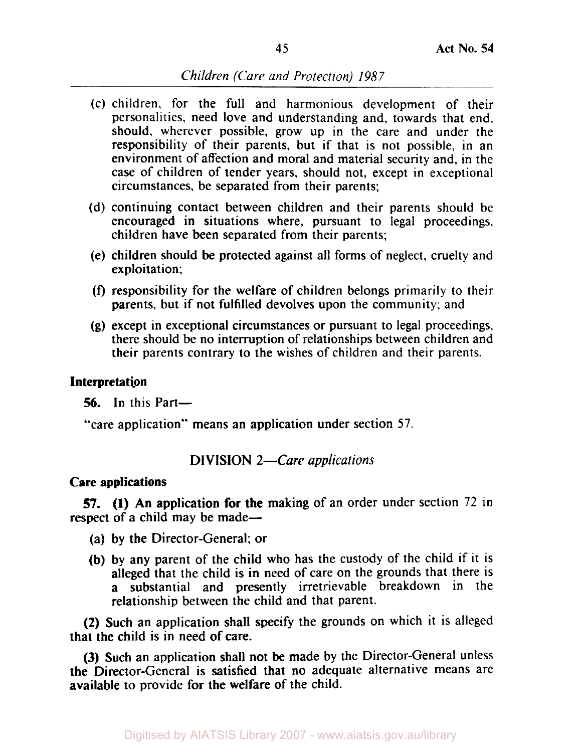(c) children, for the full and harmonious development of their personalities, need love and understanding and, towards that end, should, wherever possible, grow up in the care and under the responsibility of their parents, but if that is not possible, in an environment of affection and moral and material security and, in the case of children of tender years, should not, except in exceptional circumstances, be separated from their parents;

(d) continuing contact between children and their parents should be encouraged in situations where, pursuant to legal proceedings, children have been separated from their parents;

(e) children should be protected against all forms of neglect, cruelty and exploitation;

(f) responsibility for the welfare of children belongs primarily to their parents, but if not fulfilled devolves upon the community; and

(g) except in exceptional circumstances or pursuant to legal proceedings, there should be no interruption of relationships between children and their parents contrary to the wishes of children and their parents.

**Interpretation**

**56.** In this Part—

"care application" means an application under section 57.

DIVISION 2—*Care applications*

**Care applications**

**57. (1)** An application for the making of an order under section 72 in respect of a child may be made—

(a) by the Director-General; or

(b) by any parent of the child who has the custody of the child if it is alleged that the child is in need of care on the grounds that there is a substantial and presently irretrievable breakdown in the relationship between the child and that parent.

**(2)** Such an application shall specify the grounds on which it is alleged that the child is in need of care.

**(3)** Such an application shall not be made by the Director-General unless the Director-General is satisfied that no adequate alternative means are available to provide for the welfare of the child.